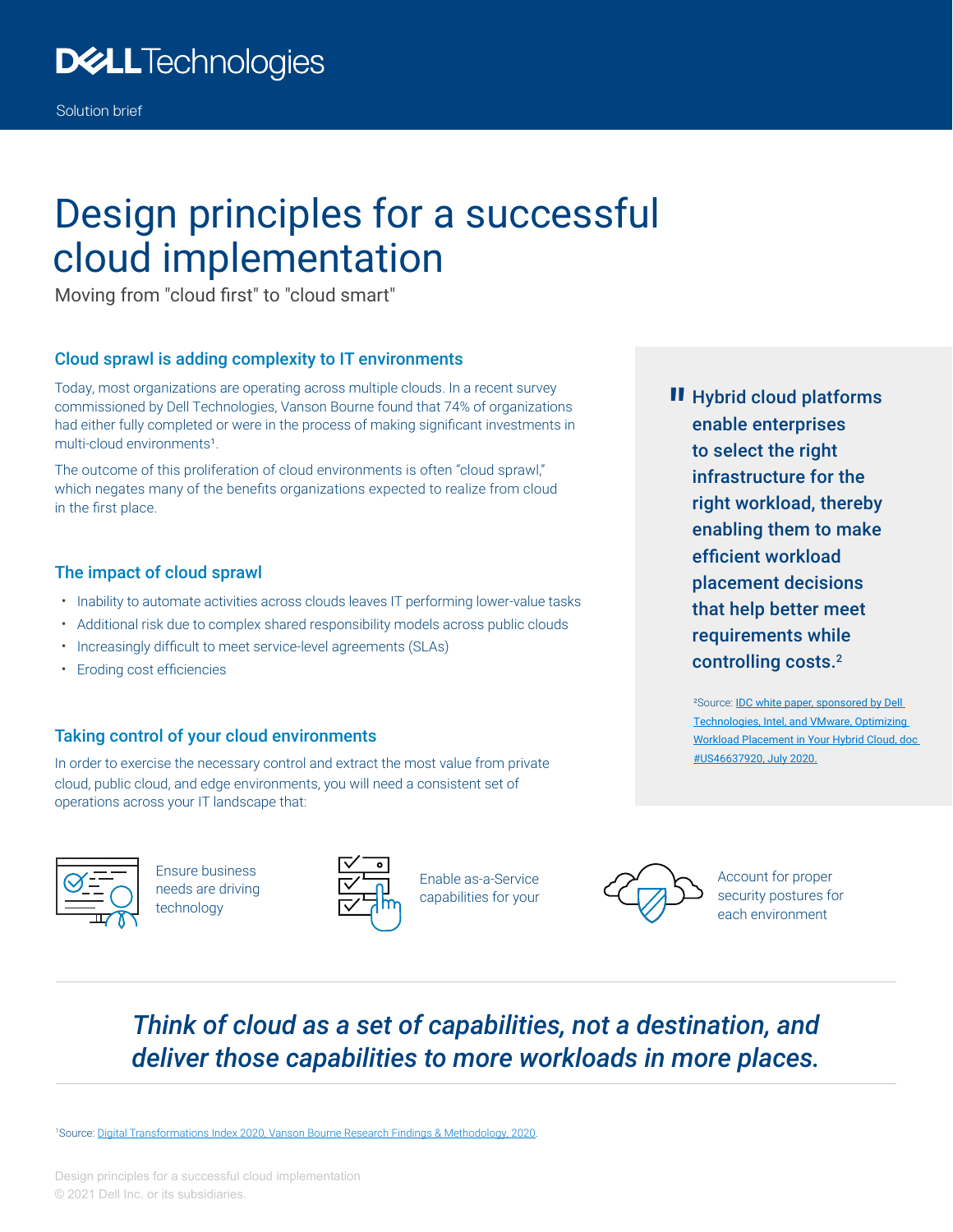Dell Technologies

Solution brief

# Design principles for a successful cloud implementation

Moving from "cloud first" to "cloud smart"

## Cloud sprawl is adding complexity to IT environments

Today, most organizations are operating across multiple clouds. In a recent survey commissioned by Dell Technologies, Vanson Bourne found that 74% of organizations had either fully completed or were in the process of making significant investments in multi-cloud environments[1].

The outcome of this proliferation of cloud environments is often "cloud sprawl," which negates many of the benefits organizations expected to realize from cloud in the first place.

## The impact of cloud sprawl

- Inability to automate activities across clouds leaves IT performing lower-value tasks
- Additional risk due to complex shared responsibility models across public clouds
- Increasingly difficult to meet service-level agreements (SLAs)
- Eroding cost efficiencies

## Taking control of your cloud environments

In order to exercise the necessary control and extract the most value from private cloud, public cloud, and edge environments, you will need a consistent set of operations across your IT landscape that:

- Ensure business needs are driving technology
- Enable as-a-Service capabilities for your
- Account for proper security postures for each environment

> **Hybrid cloud platforms enable enterprises to select the right infrastructure for the right workload, thereby enabling them to make efficient workload placement decisions that help better meet requirements while controlling costs.[2]**

[2]Source: IDC white paper, sponsored by Dell Technologies, Intel, and VMware, Optimizing Workload Placement in Your Hybrid Cloud, doc #US46637920, July 2020.

***Think of cloud as a set of capabilities, not a destination, and deliver those capabilities to more workloads in more places.***

[1]Source: Digital Transformations Index 2020, Vanson Bourne Research Findings & Methodology, 2020.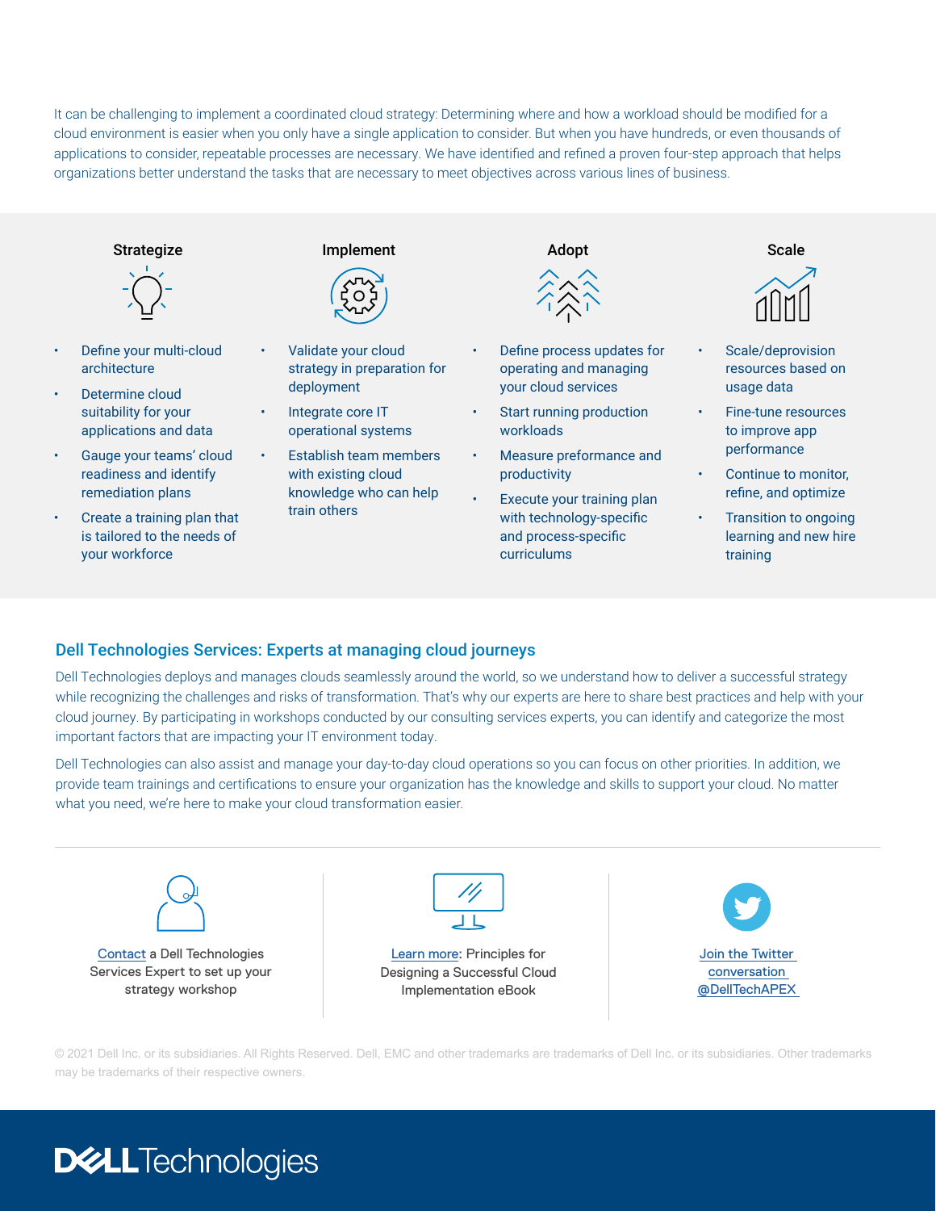It can be challenging to implement a coordinated cloud strategy: Determining where and how a workload should be modified for a cloud environment is easier when you only have a single application to consider. But when you have hundreds, or even thousands of applications to consider, repeatable processes are necessary. We have identified and refined a proven four-step approach that helps organizations better understand the tasks that are necessary to meet objectives across various lines of business.

### Strategize

- Define your multi-cloud architecture
- Determine cloud suitability for your applications and data
- Gauge your teams' cloud readiness and identify remediation plans
- Create a training plan that is tailored to the needs of your workforce

### Implement

- Validate your cloud strategy in preparation for deployment
- Integrate core IT operational systems
- Establish team members with existing cloud knowledge who can help train others

### Adopt

- Define process updates for operating and managing your cloud services
- Start running production workloads
- Measure preformance and productivity
- Execute your training plan with technology-specific and process-specific curriculums

### Scale

- Scale/deprovision resources based on usage data
- Fine-tune resources to improve app performance
- Continue to monitor, refine, and optimize
- Transition to ongoing learning and new hire training

## Dell Technologies Services: Experts at managing cloud journeys

Dell Technologies deploys and manages clouds seamlessly around the world, so we understand how to deliver a successful strategy while recognizing the challenges and risks of transformation. That's why our experts are here to share best practices and help with your cloud journey. By participating in workshops conducted by our consulting services experts, you can identify and categorize the most important factors that are impacting your IT environment today.

Dell Technologies can also assist and manage your day-to-day cloud operations so you can focus on other priorities. In addition, we provide team trainings and certifications to ensure your organization has the knowledge and skills to support your cloud. No matter what you need, we're here to make your cloud transformation easier.

Contact a Dell Technologies Services Expert to set up your strategy workshop

Learn more: Principles for Designing a Successful Cloud Implementation eBook

Join the Twitter conversation @DellTechAPEX

© 2021 Dell Inc. or its subsidiaries. All Rights Reserved. Dell, EMC and other trademarks are trademarks of Dell Inc. or its subsidiaries. Other trademarks may be trademarks of their respective owners.

DELL Technologies